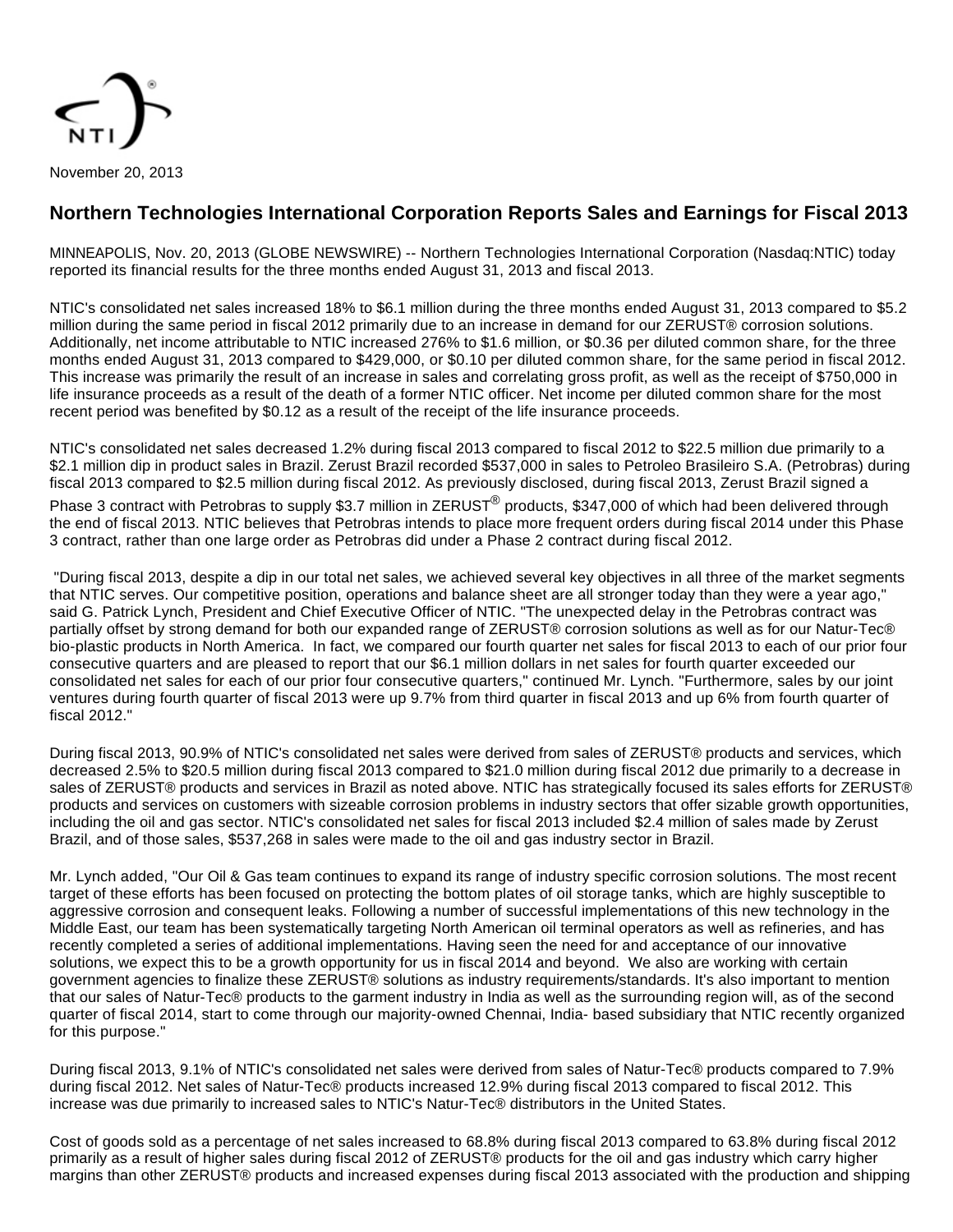November 20, 2013

## Northern Technologies International Corporation Reports Sales and Earnings for Fiscal 2013

MINNEAPOLIS, Nov. 20, 2013 (GLOBE NEWSWIRE) -- Northern Technologies International Corporation (Nasdaq:NTIC) today reported its financial results for the three months ended August 31, 2013 and fiscal 2013.

NTIC's consolidated net sales increased 18% to $6.1 million during the three months ended August 31, 2013 compared to $5.2 million during the same period in fiscal 2012 primarily due to an increase in demand for our ZERUST® corrosion solutions. Additionally, net income attributable to NTIC increased 276% to $1.6 million, or $0.36 per diluted common share, for the three months ended August 31, 2013 compared to $429,000, or $0.10 per diluted common share, for the same period in fiscal 2012. This increase was primarily the result of an increase in sales and correlating gross profit, as well as the receipt of $750,000 in life insurance proceeds as a result of the death of a former NTIC officer. Net income per diluted common share for the most recent period was benefited by $0.12 as a result of the receipt of the life insurance proceeds.

NTIC's consolidated net sales decreased 1.2% during fiscal 2013 compared to fiscal 2012 to $22.5 million due primarily to a $2.1 million dip in product sales in Brazil. Zerust Brazil recorded $537,000 in sales to Petroleo Brasileiro S.A. (Petrobras) during fiscal 2013 compared to $2.5 million during fiscal 2012. As previously disclosed, during fiscal 2013, Zerust Brazil signed a Phase 3 contract with Petrobras to supply $3.7 million in ZERUST® products, $347,000 of which had been delivered through the end of fiscal 2013. NTIC believes that Petrobras intends to place more frequent orders during fiscal 2014 under this Phase 3 contract, rather than one large order as Petrobras did under a Phase 2 contract during fiscal 2012.

"During fiscal 2013, despite a dip in our total net sales, we achieved several key objectives in all three of the market segments that NTIC serves. Our competitive position, operations and balance sheet are all stronger today than they were a year ago," said G. Patrick Lynch, President and Chief Executive Officer of NTIC. "The unexpected delay in the Petrobras contract was partially offset by strong demand for both our expanded range of ZERUST® corrosion solutions as well as for our Natur-Tec® bio-plastic products in North America. In fact, we compared our fourth quarter net sales for fiscal 2013 to each of our prior four consecutive quarters and are pleased to report that our $6.1 million dollars in net sales for fourth quarter exceeded our consolidated net sales for each of our prior four consecutive quarters," continued Mr. Lynch. "Furthermore, sales by our joint ventures during fourth quarter of fiscal 2013 were up 9.7% from third quarter in fiscal 2013 and up 6% from fourth quarter of fiscal 2012."

During fiscal 2013, 90.9% of NTIC's consolidated net sales were derived from sales of ZERUST® products and services, which decreased 2.5% to $20.5 million during fiscal 2013 compared to $21.0 million during fiscal 2012 due primarily to a decrease in sales of ZERUST® products and services in Brazil as noted above. NTIC has strategically focused its sales efforts for ZERUST® products and services on customers with sizeable corrosion problems in industry sectors that offer sizable growth opportunities, including the oil and gas sector. NTIC's consolidated net sales for fiscal 2013 included $2.4 million of sales made by Zerust Brazil, and of those sales, $537,268 in sales were made to the oil and gas industry sector in Brazil.

Mr. Lynch added, "Our Oil & Gas team continues to expand its range of industry specific corrosion solutions. The most recent target of these efforts has been focused on protecting the bottom plates of oil storage tanks, which are highly susceptible to aggressive corrosion and consequent leaks. Following a number of successful implementations of this new technology in the Middle East, our team has been systematically targeting North American oil terminal operators as well as refineries, and has recently completed a series of additional implementations. Having seen the need for and acceptance of our innovative solutions, we expect this to be a growth opportunity for us in fiscal 2014 and beyond. We also are working with certain government agencies to finalize these ZERUST® solutions as industry requirements/standards. It's also important to mention that our sales of Natur-Tec® products to the garment industry in India as well as the surrounding region will, as of the second quarter of fiscal 2014, start to come through our majority-owned Chennai, India- based subsidiary that NTIC recently organized for this purpose."

During fiscal 2013, 9.1% of NTIC's consolidated net sales were derived from sales of Natur-Tec® products compared to 7.9% during fiscal 2012. Net sales of Natur-Tec® products increased 12.9% during fiscal 2013 compared to fiscal 2012. This increase was due primarily to increased sales to NTIC's Natur-Tec® distributors in the United States.

Cost of goods sold as a percentage of net sales increased to 68.8% during fiscal 2013 compared to 63.8% during fiscal 2012 primarily as a result of higher sales during fiscal 2012 of ZERUST® products for the oil and gas industry which carry higher margins than other ZERUST® products and increased expenses during fiscal 2013 associated with the production and shipping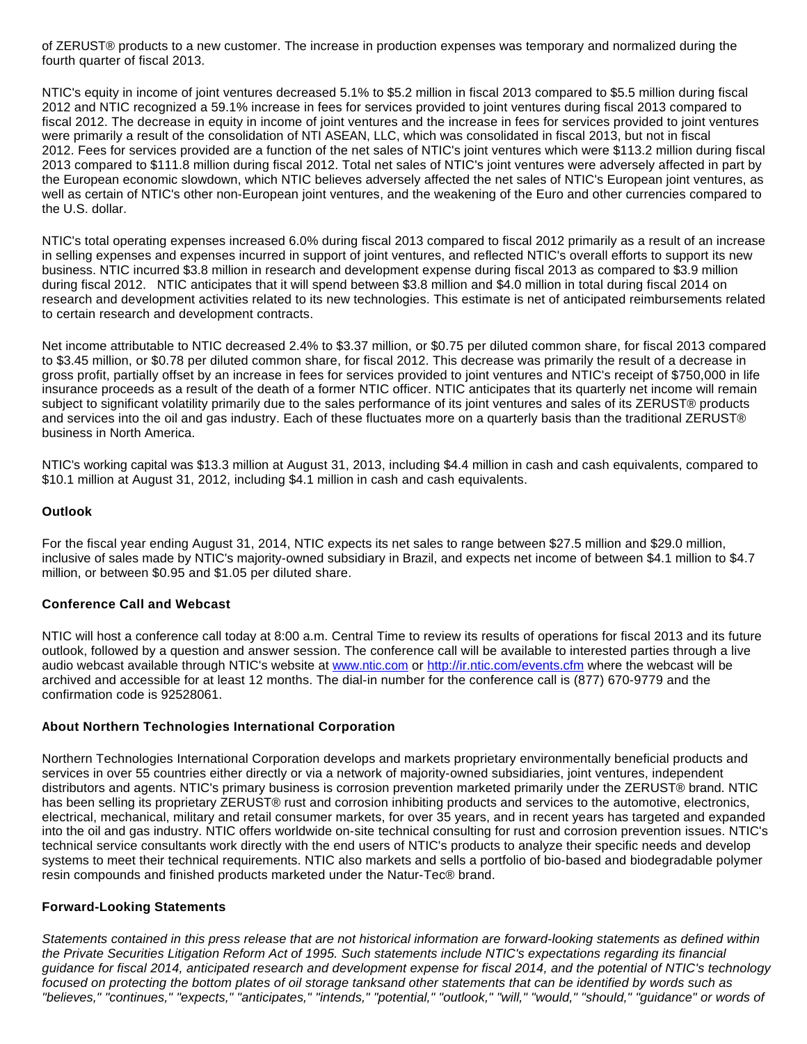of ZERUST® products to a new customer. The increase in production expenses was temporary and normalized during the fourth quarter of fiscal 2013.

NTIC's equity in income of joint ventures decreased 5.1% to $5.2 million in fiscal 2013 compared to $5.5 million during fiscal 2012 and NTIC recognized a 59.1% increase in fees for services provided to joint ventures during fiscal 2013 compared to fiscal 2012. The decrease in equity in income of joint ventures and the increase in fees for services provided to joint ventures were primarily a result of the consolidation of NTI ASEAN, LLC, which was consolidated in fiscal 2013, but not in fiscal 2012. Fees for services provided are a function of the net sales of NTIC's joint ventures which were $113.2 million during fiscal 2013 compared to $111.8 million during fiscal 2012. Total net sales of NTIC's joint ventures were adversely affected in part by the European economic slowdown, which NTIC believes adversely affected the net sales of NTIC's European joint ventures, as well as certain of NTIC's other non-European joint ventures, and the weakening of the Euro and other currencies compared to the U.S. dollar.

NTIC's total operating expenses increased 6.0% during fiscal 2013 compared to fiscal 2012 primarily as a result of an increase in selling expenses and expenses incurred in support of joint ventures, and reflected NTIC's overall efforts to support its new business. NTIC incurred $3.8 million in research and development expense during fiscal 2013 as compared to $3.9 million during fiscal 2012. NTIC anticipates that it will spend between $3.8 million and $4.0 million in total during fiscal 2014 on research and development activities related to its new technologies. This estimate is net of anticipated reimbursements related to certain research and development contracts.

Net income attributable to NTIC decreased 2.4% to $3.37 million, or $0.75 per diluted common share, for fiscal 2013 compared to $3.45 million, or $0.78 per diluted common share, for fiscal 2012. This decrease was primarily the result of a decrease in gross profit, partially offset by an increase in fees for services provided to joint ventures and NTIC's receipt of $750,000 in life insurance proceeds as a result of the death of a former NTIC officer. NTIC anticipates that its quarterly net income will remain subject to significant volatility primarily due to the sales performance of its joint ventures and sales of its ZERUST® products and services into the oil and gas industry. Each of these fluctuates more on a quarterly basis than the traditional ZERUST® business in North America.

NTIC's working capital was $13.3 million at August 31, 2013, including $4.4 million in cash and cash equivalents, compared to $10.1 million at August 31, 2012, including $4.1 million in cash and cash equivalents.

**Outlook**

For the fiscal year ending August 31, 2014, NTIC expects its net sales to range between $27.5 million and $29.0 million, inclusive of sales made by NTIC's majority-owned subsidiary in Brazil, and expects net income of between $4.1 million to $4.7 million, or between $0.95 and $1.05 per diluted share.

**Conference Call and Webcast**

NTIC will host a conference call today at 8:00 a.m. Central Time to review its results of operations for fiscal 2013 and its future outlook, followed by a question and answer session. The conference call will be available to interested parties through a live audio webcast available through NTIC's website at [www.ntic.com](http://www.ntic.com) or [http://ir.ntic.com/events.cfm](http://ir.ntic.com/events.cfm) where the webcast will be archived and accessible for at least 12 months. The dial-in number for the conference call is (877) 670-9779 and the confirmation code is 92528061.

**About Northern Technologies International Corporation**

Northern Technologies International Corporation develops and markets proprietary environmentally beneficial products and services in over 55 countries either directly or via a network of majority-owned subsidiaries, joint ventures, independent distributors and agents. NTIC's primary business is corrosion prevention marketed primarily under the ZERUST® brand. NTIC has been selling its proprietary ZERUST® rust and corrosion inhibiting products and services to the automotive, electronics, electrical, mechanical, military and retail consumer markets, for over 35 years, and in recent years has targeted and expanded into the oil and gas industry. NTIC offers worldwide on-site technical consulting for rust and corrosion prevention issues. NTIC's technical service consultants work directly with the end users of NTIC's products to analyze their specific needs and develop systems to meet their technical requirements. NTIC also markets and sells a portfolio of bio-based and biodegradable polymer resin compounds and finished products marketed under the Natur-Tec® brand.

**Forward-Looking Statements**

*Statements contained in this press release that are not historical information are forward-looking statements as defined within the Private Securities Litigation Reform Act of 1995. Such statements include NTIC's expectations regarding its financial guidance for fiscal 2014, anticipated research and development expense for fiscal 2014, and the potential of NTIC's technology focused on protecting the bottom plates of oil storage tanksand other statements that can be identified by words such as "believes," "continues," "expects," "anticipates," "intends," "potential," "outlook," "will," "would," "should," "guidance" or words of*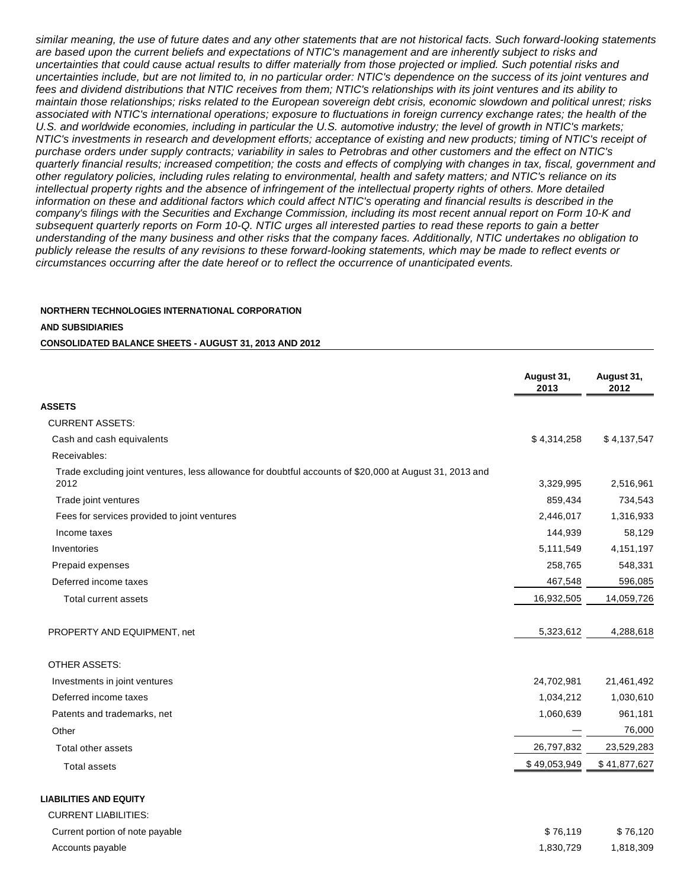*similar meaning, the use of future dates and any other statements that are not historical facts. Such forward-looking statements are based upon the current beliefs and expectations of NTIC's management and are inherently subject to risks and uncertainties that could cause actual results to differ materially from those projected or implied. Such potential risks and uncertainties include, but are not limited to, in no particular order: NTIC's dependence on the success of its joint ventures and fees and dividend distributions that NTIC receives from them; NTIC's relationships with its joint ventures and its ability to maintain those relationships; risks related to the European sovereign debt crisis, economic slowdown and political unrest; risks associated with NTIC's international operations; exposure to fluctuations in foreign currency exchange rates; the health of the U.S. and worldwide economies, including in particular the U.S. automotive industry; the level of growth in NTIC's markets; NTIC's investments in research and development efforts; acceptance of existing and new products; timing of NTIC's receipt of purchase orders under supply contracts; variability in sales to Petrobras and other customers and the effect on NTIC's quarterly financial results; increased competition; the costs and effects of complying with changes in tax, fiscal, government and other regulatory policies, including rules relating to environmental, health and safety matters; and NTIC's reliance on its intellectual property rights and the absence of infringement of the intellectual property rights of others. More detailed information on these and additional factors which could affect NTIC's operating and financial results is described in the company's filings with the Securities and Exchange Commission, including its most recent annual report on Form 10-K and subsequent quarterly reports on Form 10-Q. NTIC urges all interested parties to read these reports to gain a better understanding of the many business and other risks that the company faces. Additionally, NTIC undertakes no obligation to publicly release the results of any revisions to these forward-looking statements, which may be made to reflect events or circumstances occurring after the date hereof or to reflect the occurrence of unanticipated events.*

**NORTHERN TECHNOLOGIES INTERNATIONAL CORPORATION**

**AND SUBSIDIARIES**

**CONSOLIDATED BALANCE SHEETS - AUGUST 31, 2013 AND 2012**

| | August 31, 2013 | August 31, 2012 |
|---|---|---|
| **ASSETS** | | |
| CURRENT ASSETS: | | |
| Cash and cash equivalents | $ 4,314,258 | $ 4,137,547 |
| Receivables: | | |
| Trade excluding joint ventures, less allowance for doubtful accounts of $20,000 at August 31, 2013 and 2012 | 3,329,995 | 2,516,961 |
| Trade joint ventures | 859,434 | 734,543 |
| Fees for services provided to joint ventures | 2,446,017 | 1,316,933 |
| Income taxes | 144,939 | 58,129 |
| Inventories | 5,111,549 | 4,151,197 |
| Prepaid expenses | 258,765 | 548,331 |
| Deferred income taxes | 467,548 | 596,085 |
| Total current assets | 16,932,505 | 14,059,726 |
| PROPERTY AND EQUIPMENT, net | 5,323,612 | 4,288,618 |
| OTHER ASSETS: | | |
| Investments in joint ventures | 24,702,981 | 21,461,492 |
| Deferred income taxes | 1,034,212 | 1,030,610 |
| Patents and trademarks, net | 1,060,639 | 961,181 |
| Other | — | 76,000 |
| Total other assets | 26,797,832 | 23,529,283 |
| Total assets | $ 49,053,949 | $ 41,877,627 |
| **LIABILITIES AND EQUITY** | | |
| CURRENT LIABILITIES: | | |
| Current portion of note payable | $ 76,119 | $ 76,120 |
| Accounts payable | 1,830,729 | 1,818,309 |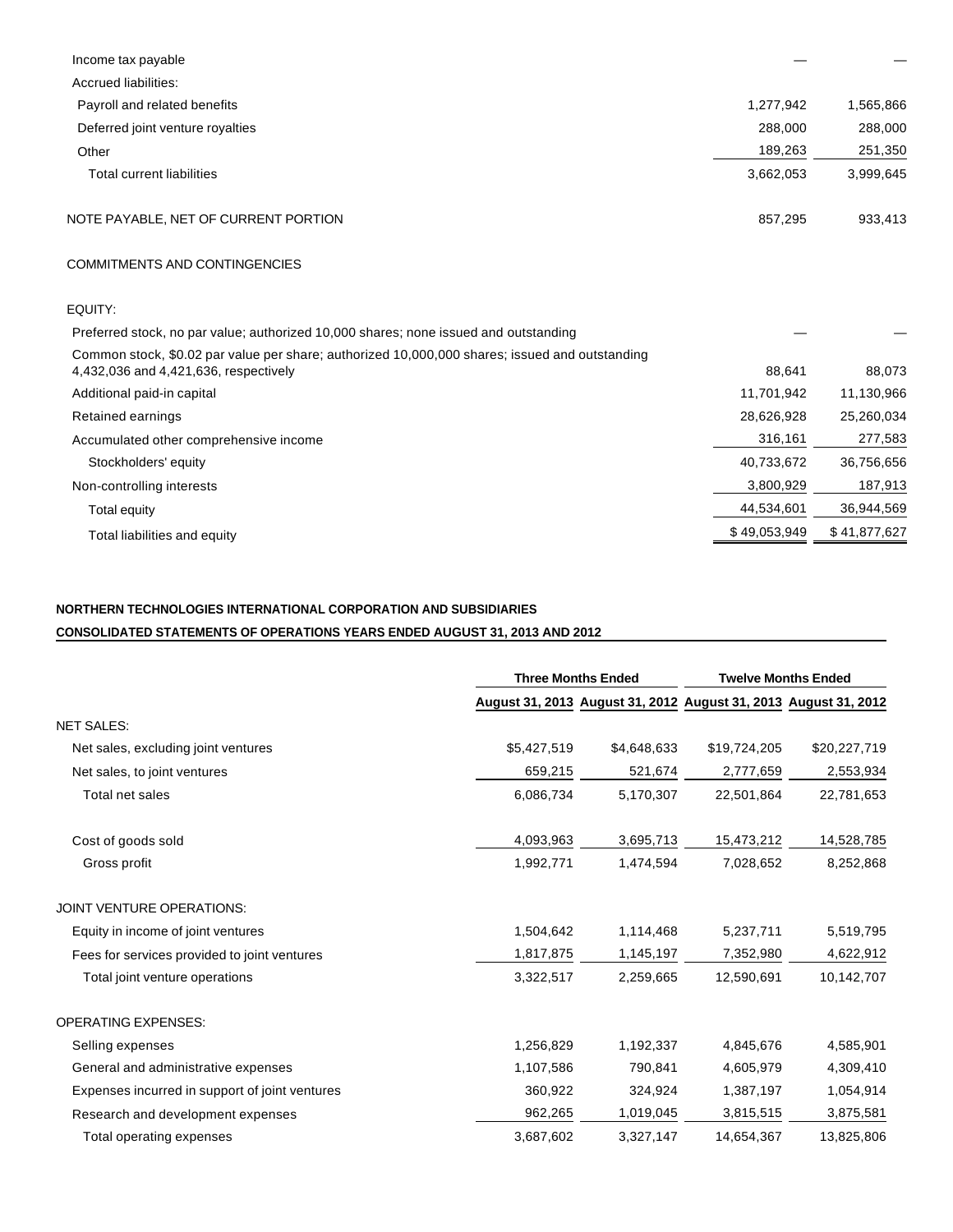| | | |
|---|---|---|
| Income tax payable | — | — |
| Accrued liabilities: | | |
| Payroll and related benefits | 1,277,942 | 1,565,866 |
| Deferred joint venture royalties | 288,000 | 288,000 |
| Other | 189,263 | 251,350 |
| Total current liabilities | 3,662,053 | 3,999,645 |
| | | |
| NOTE PAYABLE, NET OF CURRENT PORTION | 857,295 | 933,413 |
| | | |
| COMMITMENTS AND CONTINGENCIES | | |
| | | |
| EQUITY: | | |
| Preferred stock, no par value; authorized 10,000 shares; none issued and outstanding | — | — |
| Common stock, $0.02 par value per share; authorized 10,000,000 shares; issued and outstanding 4,432,036 and 4,421,636, respectively | 88,641 | 88,073 |
| Additional paid-in capital | 11,701,942 | 11,130,966 |
| Retained earnings | 28,626,928 | 25,260,034 |
| Accumulated other comprehensive income | 316,161 | 277,583 |
| Stockholders' equity | 40,733,672 | 36,756,656 |
| Non-controlling interests | 3,800,929 | 187,913 |
| Total equity | 44,534,601 | 36,944,569 |
| Total liabilities and equity | $ 49,053,949 | $ 41,877,627 |

**NORTHERN TECHNOLOGIES INTERNATIONAL CORPORATION AND SUBSIDIARIES**

**CONSOLIDATED STATEMENTS OF OPERATIONS YEARS ENDED AUGUST 31, 2013 AND 2012**

| | Three Months Ended | | Twelve Months Ended | |
|---|---|---|---|---|
| | August 31, 2013 | August 31, 2012 | August 31, 2013 | August 31, 2012 |
| NET SALES: | | | | |
| Net sales, excluding joint ventures | $5,427,519 | $4,648,633 | $19,724,205 | $20,227,719 |
| Net sales, to joint ventures | 659,215 | 521,674 | 2,777,659 | 2,553,934 |
| Total net sales | 6,086,734 | 5,170,307 | 22,501,864 | 22,781,653 |
| | | | | |
| Cost of goods sold | 4,093,963 | 3,695,713 | 15,473,212 | 14,528,785 |
| Gross profit | 1,992,771 | 1,474,594 | 7,028,652 | 8,252,868 |
| | | | | |
| JOINT VENTURE OPERATIONS: | | | | |
| Equity in income of joint ventures | 1,504,642 | 1,114,468 | 5,237,711 | 5,519,795 |
| Fees for services provided to joint ventures | 1,817,875 | 1,145,197 | 7,352,980 | 4,622,912 |
| Total joint venture operations | 3,322,517 | 2,259,665 | 12,590,691 | 10,142,707 |
| | | | | |
| OPERATING EXPENSES: | | | | |
| Selling expenses | 1,256,829 | 1,192,337 | 4,845,676 | 4,585,901 |
| General and administrative expenses | 1,107,586 | 790,841 | 4,605,979 | 4,309,410 |
| Expenses incurred in support of joint ventures | 360,922 | 324,924 | 1,387,197 | 1,054,914 |
| Research and development expenses | 962,265 | 1,019,045 | 3,815,515 | 3,875,581 |
| Total operating expenses | 3,687,602 | 3,327,147 | 14,654,367 | 13,825,806 |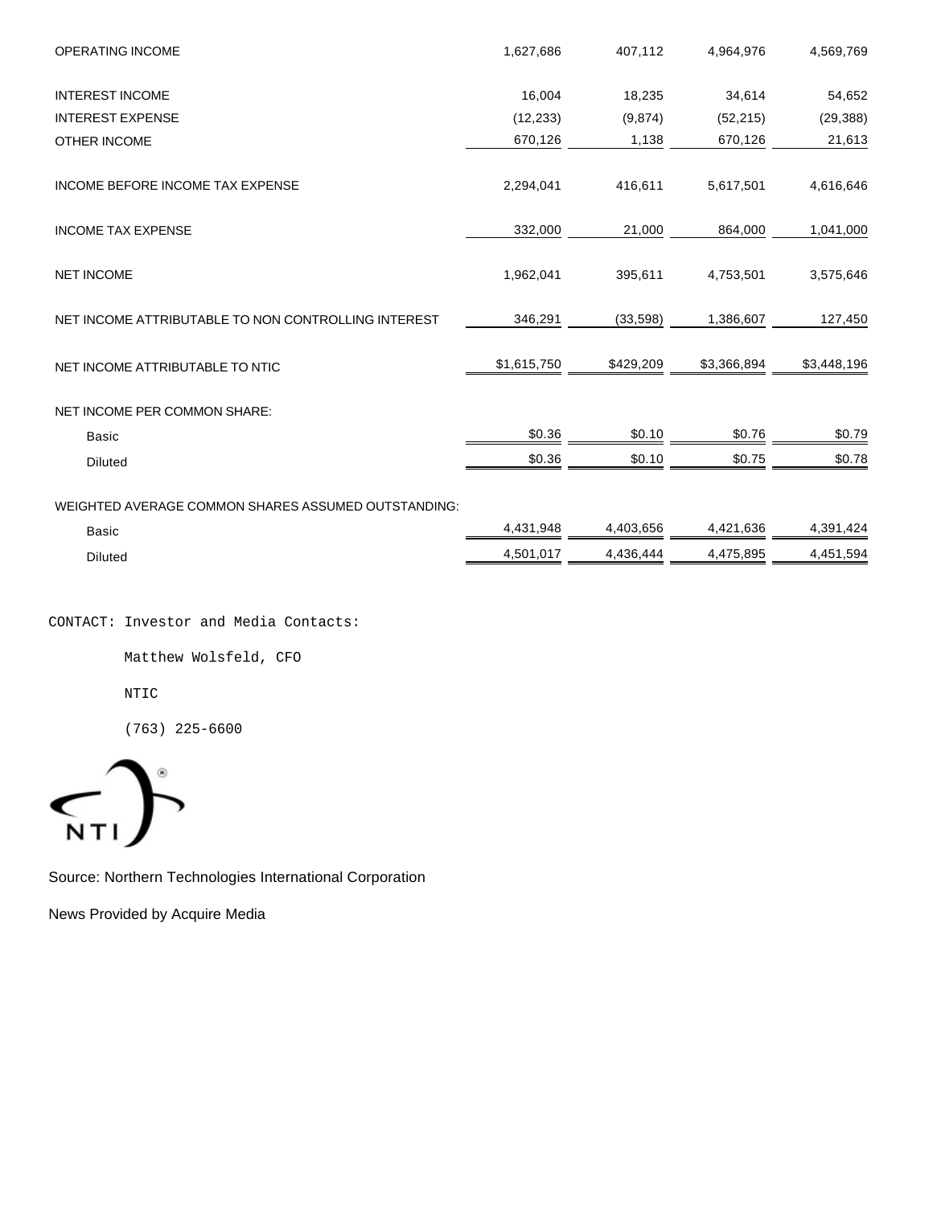| | | | | |
|---|---|---|---|---|
| OPERATING INCOME | 1,627,686 | 407,112 | 4,964,976 | 4,569,769 |
| INTEREST INCOME | 16,004 | 18,235 | 34,614 | 54,652 |
| INTEREST EXPENSE | (12,233) | (9,874) | (52,215) | (29,388) |
| OTHER INCOME | 670,126 | 1,138 | 670,126 | 21,613 |
| INCOME BEFORE INCOME TAX EXPENSE | 2,294,041 | 416,611 | 5,617,501 | 4,616,646 |
| INCOME TAX EXPENSE | 332,000 | 21,000 | 864,000 | 1,041,000 |
| NET INCOME | 1,962,041 | 395,611 | 4,753,501 | 3,575,646 |
| NET INCOME ATTRIBUTABLE TO NON CONTROLLING INTEREST | 346,291 | (33,598) | 1,386,607 | 127,450 |
| NET INCOME ATTRIBUTABLE TO NTIC | $1,615,750 | $429,209 | $3,366,894 | $3,448,196 |
| NET INCOME PER COMMON SHARE: | | | | |
| Basic | $0.36 | $0.10 | $0.76 | $0.79 |
| Diluted | $0.36 | $0.10 | $0.75 | $0.78 |
| WEIGHTED AVERAGE COMMON SHARES ASSUMED OUTSTANDING: | | | | |
| Basic | 4,431,948 | 4,403,656 | 4,421,636 | 4,391,424 |
| Diluted | 4,501,017 | 4,436,444 | 4,475,895 | 4,451,594 |

CONTACT: Investor and Media Contacts:

Matthew Wolsfeld, CFO

NTIC

(763) 225-6600

NTI

Source: Northern Technologies International Corporation

News Provided by Acquire Media